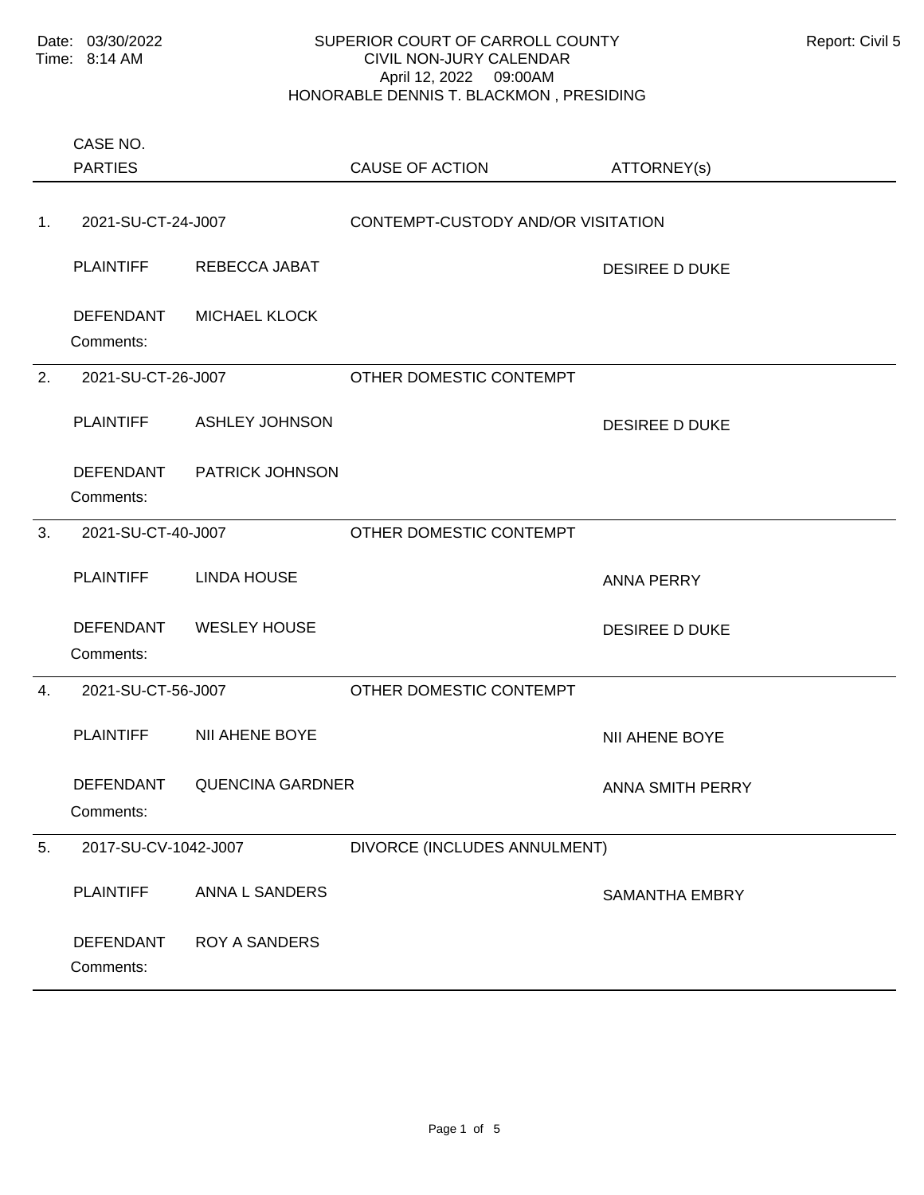Date: 03/30/2022
Time: 8:14 AM

# SUPERIOR COURT OF CARROLL COUNTY
## CIVIL NON-JURY CALENDAR
April 12, 2022 09:00AM
HONORABLE DENNIS T. BLACKMON , PRESIDING

Report: Civil 5

| | CASE NO. / PARTIES | | CAUSE OF ACTION | ATTORNEY(s) |
|---|---|---|---|---|
| 1. | 2021-SU-CT-24-J007 | | CONTEMPT-CUSTODY AND/OR VISITATION | |
| | PLAINTIFF | REBECCA JABAT | | DESIREE D DUKE |
| | DEFENDANT | MICHAEL KLOCK | | |
| | Comments: | | | |
| 2. | 2021-SU-CT-26-J007 | | OTHER DOMESTIC CONTEMPT | |
| | PLAINTIFF | ASHLEY JOHNSON | | DESIREE D DUKE |
| | DEFENDANT | PATRICK JOHNSON | | |
| | Comments: | | | |
| 3. | 2021-SU-CT-40-J007 | | OTHER DOMESTIC CONTEMPT | |
| | PLAINTIFF | LINDA HOUSE | | ANNA PERRY |
| | DEFENDANT | WESLEY HOUSE | | DESIREE D DUKE |
| | Comments: | | | |
| 4. | 2021-SU-CT-56-J007 | | OTHER DOMESTIC CONTEMPT | |
| | PLAINTIFF | NII AHENE BOYE | | NII AHENE BOYE |
| | DEFENDANT | QUENCINA GARDNER | | ANNA SMITH PERRY |
| | Comments: | | | |
| 5. | 2017-SU-CV-1042-J007 | | DIVORCE (INCLUDES ANNULMENT) | |
| | PLAINTIFF | ANNA L SANDERS | | SAMANTHA EMBRY |
| | DEFENDANT | ROY A SANDERS | | |
| | Comments: | | | |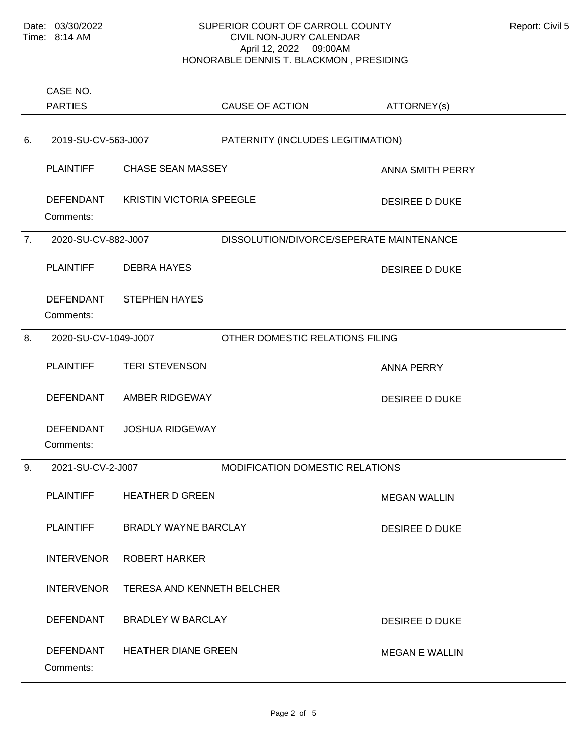Date: 03/30/2022
Time: 8:14 AM

SUPERIOR COURT OF CARROLL COUNTY
CIVIL NON-JURY CALENDAR
April 12, 2022 09:00AM
HONORABLE DENNIS T. BLACKMON , PRESIDING

Report: Civil 5

| | CASE NO. / PARTIES | | CAUSE OF ACTION | ATTORNEY(s) |
|---|---|---|---|---|
| 6. | 2019-SU-CV-563-J007 | | PATERNITY (INCLUDES LEGITIMATION) | |
| | PLAINTIFF | CHASE SEAN MASSEY | | ANNA SMITH PERRY |
| | DEFENDANT | KRISTIN VICTORIA SPEEGLE | | DESIREE D DUKE |
| | Comments: | | | |
| 7. | 2020-SU-CV-882-J007 | | DISSOLUTION/DIVORCE/SEPERATE MAINTENANCE | |
| | PLAINTIFF | DEBRA HAYES | | DESIREE D DUKE |
| | DEFENDANT | STEPHEN HAYES | | |
| | Comments: | | | |
| 8. | 2020-SU-CV-1049-J007 | | OTHER DOMESTIC RELATIONS FILING | |
| | PLAINTIFF | TERI STEVENSON | | ANNA PERRY |
| | DEFENDANT | AMBER RIDGEWAY | | DESIREE D DUKE |
| | DEFENDANT | JOSHUA RIDGEWAY | | |
| | Comments: | | | |
| 9. | 2021-SU-CV-2-J007 | | MODIFICATION DOMESTIC RELATIONS | |
| | PLAINTIFF | HEATHER D GREEN | | MEGAN WALLIN |
| | PLAINTIFF | BRADLY WAYNE BARCLAY | | DESIREE D DUKE |
| | INTERVENOR | ROBERT HARKER | | |
| | INTERVENOR | TERESA AND KENNETH BELCHER | | |
| | DEFENDANT | BRADLEY W BARCLAY | | DESIREE D DUKE |
| | DEFENDANT | HEATHER DIANE GREEN | | MEGAN E WALLIN |
| | Comments: | | | |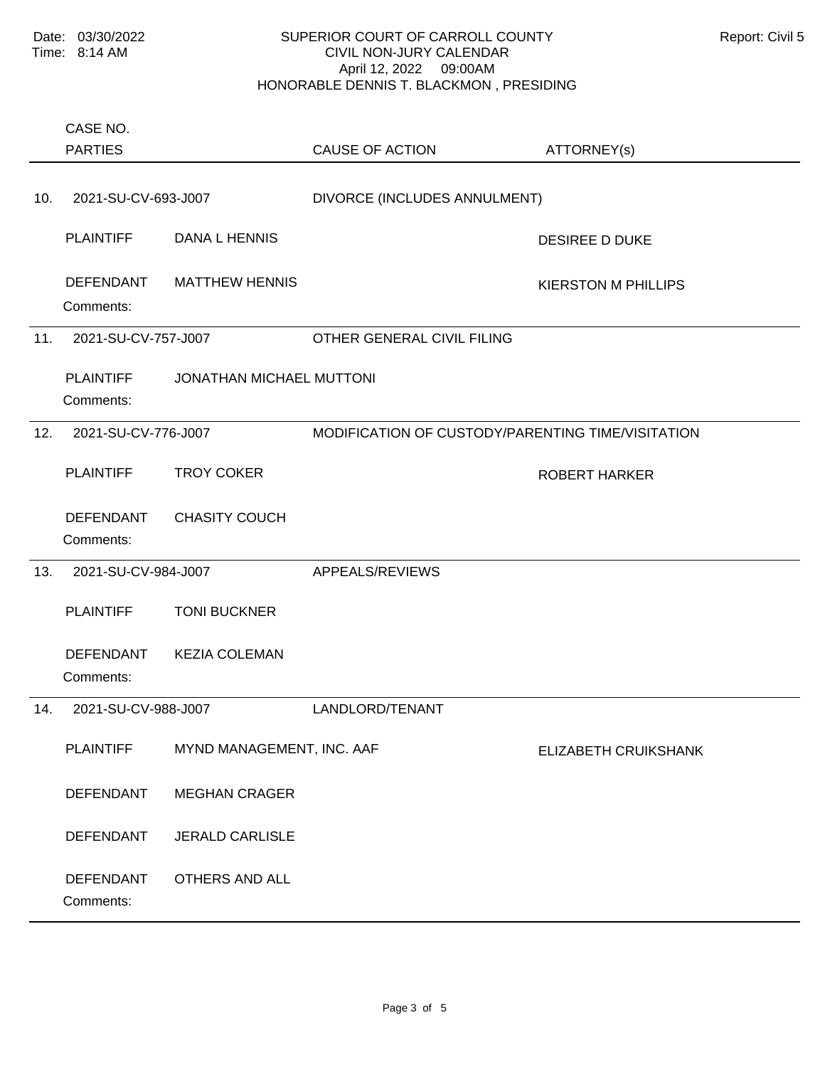Date: 03/30/2022
Time: 8:14 AM

# SUPERIOR COURT OF CARROLL COUNTY
## CIVIL NON-JURY CALENDAR
April 12, 2022 09:00AM
HONORABLE DENNIS T. BLACKMON , PRESIDING

Report: Civil 5

| | CASE NO. / PARTIES | | CAUSE OF ACTION | ATTORNEY(s) |
|---|---|---|---|---|
| 10. | 2021-SU-CV-693-J007 | | DIVORCE (INCLUDES ANNULMENT) | |
| | PLAINTIFF | DANA L HENNIS | | DESIREE D DUKE |
| | DEFENDANT | MATTHEW HENNIS | | KIERSTON M PHILLIPS |
| | Comments: | | | |
| 11. | 2021-SU-CV-757-J007 | | OTHER GENERAL CIVIL FILING | |
| | PLAINTIFF | JONATHAN MICHAEL MUTTONI | | |
| | Comments: | | | |
| 12. | 2021-SU-CV-776-J007 | | MODIFICATION OF CUSTODY/PARENTING TIME/VISITATION | |
| | PLAINTIFF | TROY COKER | | ROBERT HARKER |
| | DEFENDANT | CHASITY COUCH | | |
| | Comments: | | | |
| 13. | 2021-SU-CV-984-J007 | | APPEALS/REVIEWS | |
| | PLAINTIFF | TONI BUCKNER | | |
| | DEFENDANT | KEZIA COLEMAN | | |
| | Comments: | | | |
| 14. | 2021-SU-CV-988-J007 | | LANDLORD/TENANT | |
| | PLAINTIFF | MYND MANAGEMENT, INC. AAF | | ELIZABETH CRUIKSHANK |
| | DEFENDANT | MEGHAN CRAGER | | |
| | DEFENDANT | JERALD CARLISLE | | |
| | DEFENDANT | OTHERS AND ALL | | |
| | Comments: | | | |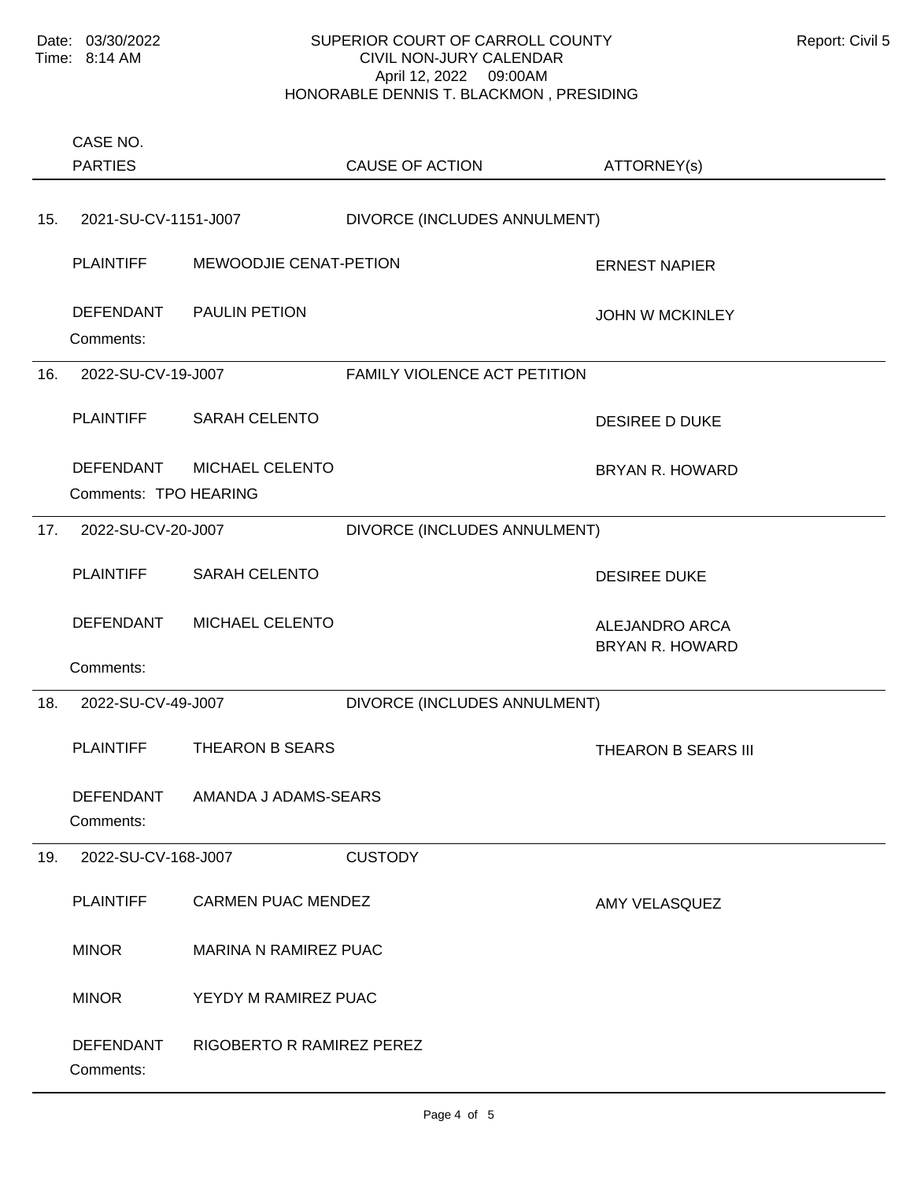Date: 03/30/2022
Time: 8:14 AM

# SUPERIOR COURT OF CARROLL COUNTY
## CIVIL NON-JURY CALENDAR
April 12, 2022 09:00AM
HONORABLE DENNIS T. BLACKMON , PRESIDING

Report: Civil 5

| | CASE NO. / PARTIES | | CAUSE OF ACTION | ATTORNEY(s) |
|---|---|---|---|---|
| 15. | 2021-SU-CV-1151-J007 | | DIVORCE (INCLUDES ANNULMENT) | |
| | PLAINTIFF | MEWOODJIE CENAT-PETION | | ERNEST NAPIER |
| | DEFENDANT | PAULIN PETION | | JOHN W MCKINLEY |
| | Comments: | | | |
| 16. | 2022-SU-CV-19-J007 | | FAMILY VIOLENCE ACT PETITION | |
| | PLAINTIFF | SARAH CELENTO | | DESIREE D DUKE |
| | DEFENDANT | MICHAEL CELENTO | | BRYAN R. HOWARD |
| | Comments: TPO HEARING | | | |
| 17. | 2022-SU-CV-20-J007 | | DIVORCE (INCLUDES ANNULMENT) | |
| | PLAINTIFF | SARAH CELENTO | | DESIREE DUKE |
| | DEFENDANT | MICHAEL CELENTO | | ALEJANDRO ARCA<br>BRYAN R. HOWARD |
| | Comments: | | | |
| 18. | 2022-SU-CV-49-J007 | | DIVORCE (INCLUDES ANNULMENT) | |
| | PLAINTIFF | THEARON B SEARS | | THEARON B SEARS III |
| | DEFENDANT | AMANDA J ADAMS-SEARS | | |
| | Comments: | | | |
| 19. | 2022-SU-CV-168-J007 | | CUSTODY | |
| | PLAINTIFF | CARMEN PUAC MENDEZ | | AMY VELASQUEZ |
| | MINOR | MARINA N RAMIREZ PUAC | | |
| | MINOR | YEYDY M RAMIREZ PUAC | | |
| | DEFENDANT | RIGOBERTO R RAMIREZ PEREZ | | |
| | Comments: | | | |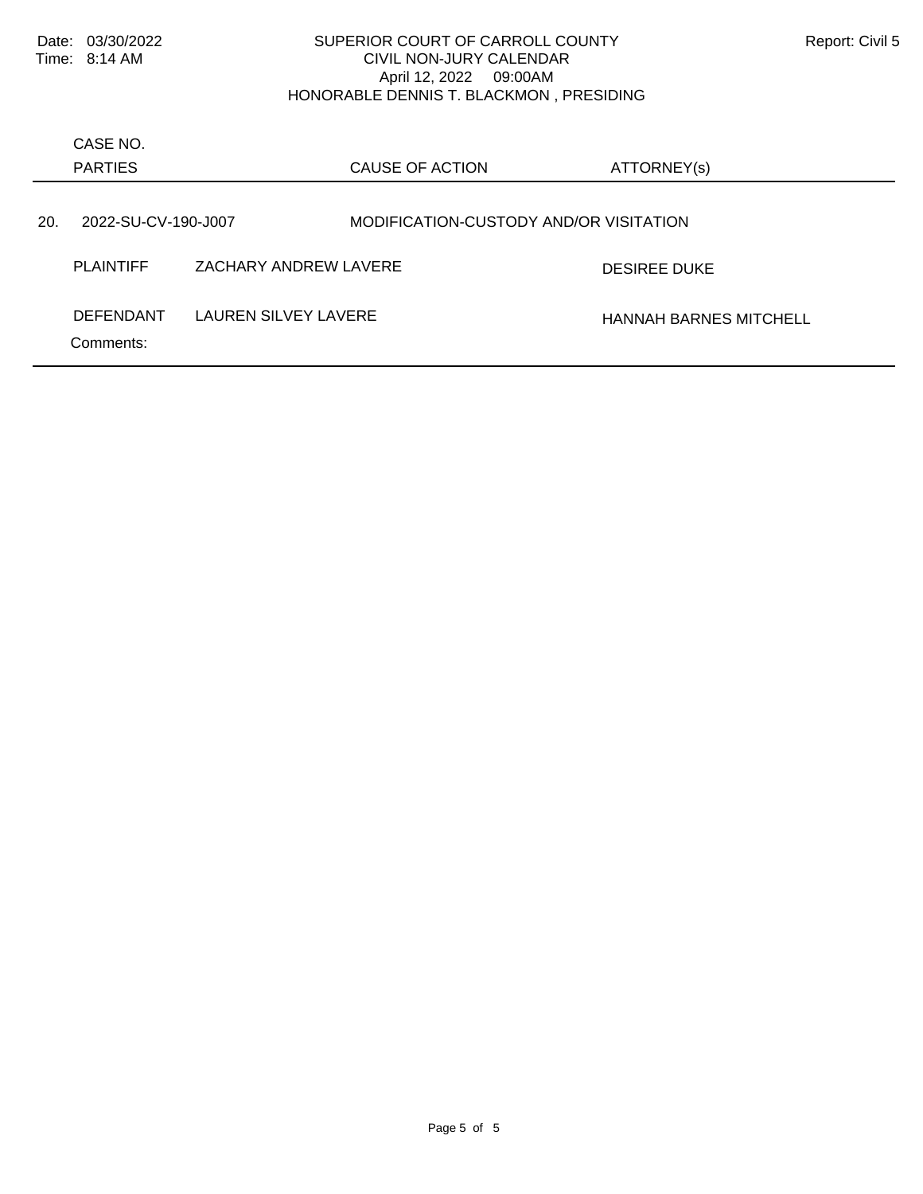Date: 03/30/2022
Time: 8:14 AM

SUPERIOR COURT OF CARROLL COUNTY
CIVIL NON-JURY CALENDAR
April 12, 2022 09:00AM
HONORABLE DENNIS T. BLACKMON , PRESIDING

Report: Civil 5

| | CASE NO. / PARTIES | | CAUSE OF ACTION | ATTORNEY(s) |
|---|---|---|---|---|
| 20. | 2022-SU-CV-190-J007 | | MODIFICATION-CUSTODY AND/OR VISITATION | |
| | PLAINTIFF | ZACHARY ANDREW LAVERE | | DESIREE DUKE |
| | DEFENDANT | LAUREN SILVEY LAVERE | | HANNAH BARNES MITCHELL |
| | Comments: | | | |